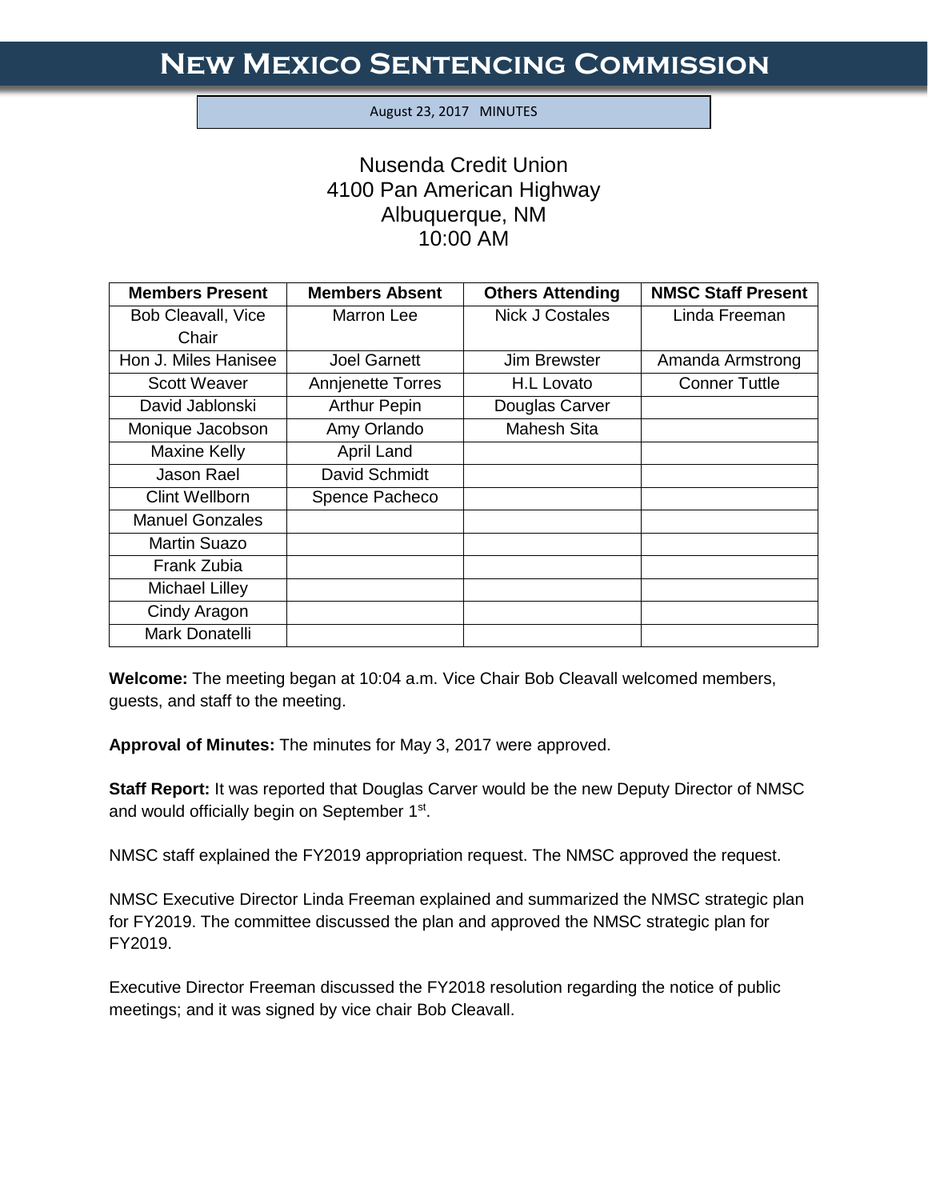# New Mexico Sentencing Commission

August 23, 2017 MINUTES

Nusenda Credit Union
4100 Pan American Highway
Albuquerque, NM
10:00 AM

| Members Present | Members Absent | Others Attending | NMSC Staff Present |
|---|---|---|---|
| Bob Cleavall, Vice Chair | Marron Lee | Nick J Costales | Linda Freeman |
| Hon J. Miles Hanisee | Joel Garnett | Jim Brewster | Amanda Armstrong |
| Scott Weaver | Annjenette Torres | H.L Lovato | Conner Tuttle |
| David Jablonski | Arthur Pepin | Douglas Carver | |
| Monique Jacobson | Amy Orlando | Mahesh Sita | |
| Maxine Kelly | April Land | | |
| Jason Rael | David Schmidt | | |
| Clint Wellborn | Spence Pacheco | | |
| Manuel Gonzales | | | |
| Martin Suazo | | | |
| Frank Zubia | | | |
| Michael Lilley | | | |
| Cindy Aragon | | | |
| Mark Donatelli | | | |

**Welcome:** The meeting began at 10:04 a.m. Vice Chair Bob Cleavall welcomed members, guests, and staff to the meeting.

**Approval of Minutes:** The minutes for May 3, 2017 were approved.

**Staff Report:** It was reported that Douglas Carver would be the new Deputy Director of NMSC and would officially begin on September 1st.

NMSC staff explained the FY2019 appropriation request. The NMSC approved the request.

NMSC Executive Director Linda Freeman explained and summarized the NMSC strategic plan for FY2019. The committee discussed the plan and approved the NMSC strategic plan for FY2019.

Executive Director Freeman discussed the FY2018 resolution regarding the notice of public meetings; and it was signed by vice chair Bob Cleavall.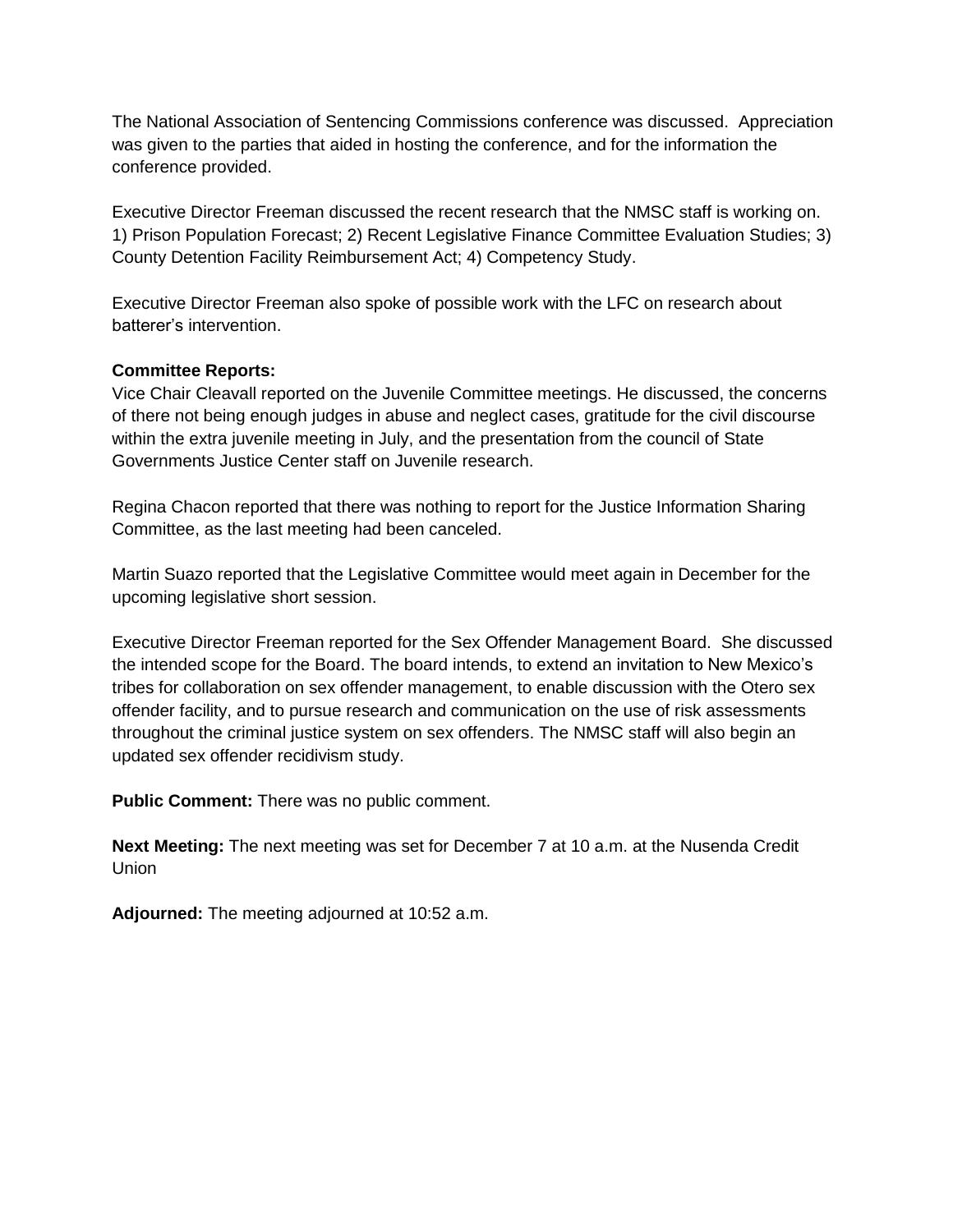The National Association of Sentencing Commissions conference was discussed. Appreciation was given to the parties that aided in hosting the conference, and for the information the conference provided.

Executive Director Freeman discussed the recent research that the NMSC staff is working on. 1) Prison Population Forecast; 2) Recent Legislative Finance Committee Evaluation Studies; 3) County Detention Facility Reimbursement Act; 4) Competency Study.

Executive Director Freeman also spoke of possible work with the LFC on research about batterer's intervention.

**Committee Reports:**
Vice Chair Cleavall reported on the Juvenile Committee meetings. He discussed, the concerns of there not being enough judges in abuse and neglect cases, gratitude for the civil discourse within the extra juvenile meeting in July, and the presentation from the council of State Governments Justice Center staff on Juvenile research.

Regina Chacon reported that there was nothing to report for the Justice Information Sharing Committee, as the last meeting had been canceled.

Martin Suazo reported that the Legislative Committee would meet again in December for the upcoming legislative short session.

Executive Director Freeman reported for the Sex Offender Management Board. She discussed the intended scope for the Board. The board intends, to extend an invitation to New Mexico's tribes for collaboration on sex offender management, to enable discussion with the Otero sex offender facility, and to pursue research and communication on the use of risk assessments throughout the criminal justice system on sex offenders. The NMSC staff will also begin an updated sex offender recidivism study.

**Public Comment:** There was no public comment.

**Next Meeting:** The next meeting was set for December 7 at 10 a.m. at the Nusenda Credit Union

**Adjourned:** The meeting adjourned at 10:52 a.m.